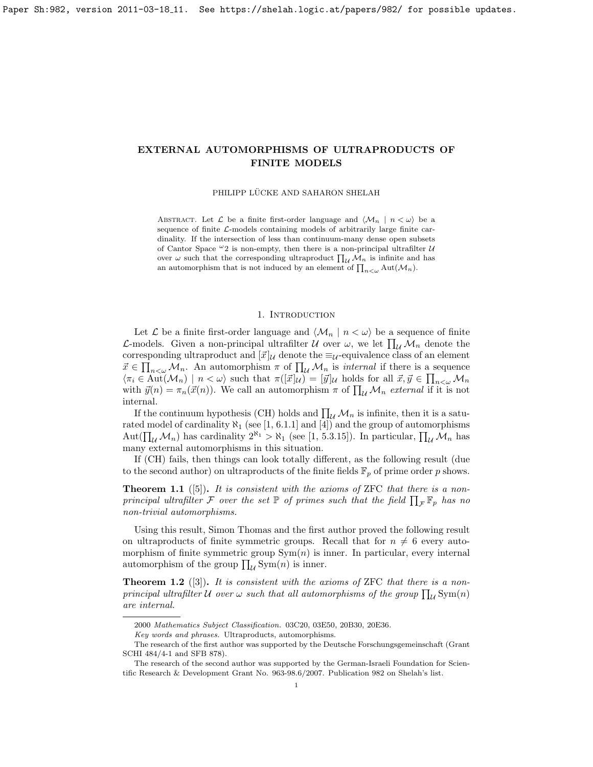# EXTERNAL AUTOMORPHISMS OF ULTRAPRODUCTS OF FINITE MODELS

PHILIPP LÜCKE AND SAHARON SHELAH

ABSTRACT. Let $\mathcal{L}$ be a finite first-order language and $\langle \mathcal{M}_n \mid n < \omega \rangle$ be a sequence of finite $\mathcal{L}$-models containing models of arbitrarily large finite cardinality. If the intersection of less than continuum-many dense open subsets of Cantor Space ${}^{\omega}2$ is non-empty, then there is a non-principal ultrafilter $\mathcal{U}$ over $\omega$ such that the corresponding ultraproduct $\prod_{\mathcal{U}} \mathcal{M}_n$ is infinite and has an automorphism that is not induced by an element of $\prod_{n<\omega} \mathrm{Aut}(\mathcal{M}_n)$.

## 1. Introduction

Let $\mathcal{L}$ be a finite first-order language and $\langle \mathcal{M}_n \mid n < \omega \rangle$ be a sequence of finite $\mathcal{L}$-models. Given a non-principal ultrafilter $\mathcal{U}$ over $\omega$, we let $\prod_{\mathcal{U}} \mathcal{M}_n$ denote the corresponding ultraproduct and $[\vec{x}]_{\mathcal{U}}$ denote the $\equiv_{\mathcal{U}}$-equivalence class of an element $\vec{x} \in \prod_{n<\omega} \mathcal{M}_n$. An automorphism $\pi$ of $\prod_{\mathcal{U}} \mathcal{M}_n$ is *internal* if there is a sequence $\langle \pi_i \in \mathrm{Aut}(\mathcal{M}_n) \mid n < \omega \rangle$ such that $\pi([\vec{x}]_{\mathcal{U}}) = [\vec{y}]_{\mathcal{U}}$ holds for all $\vec{x}, \vec{y} \in \prod_{n<\omega} \mathcal{M}_n$ with $\vec{y}(n) = \pi_n(\vec{x}(n))$. We call an automorphism $\pi$ of $\prod_{\mathcal{U}} \mathcal{M}_n$ *external* if it is not internal.

If the continuum hypothesis (CH) holds and $\prod_{\mathcal{U}} \mathcal{M}_n$ is infinite, then it is a saturated model of cardinality $\aleph_1$ (see [1, 6.1.1] and [4]) and the group of automorphisms $\mathrm{Aut}(\prod_{\mathcal{U}} \mathcal{M}_n)$ has cardinality $2^{\aleph_1} > \aleph_1$ (see [1, 5.3.15]). In particular, $\prod_{\mathcal{U}} \mathcal{M}_n$ has many external automorphisms in this situation.

If (CH) fails, then things can look totally different, as the following result (due to the second author) on ultraproducts of the finite fields $\mathbb{F}_p$ of prime order $p$ shows.

**Theorem 1.1** ([5]). *It is consistent with the axioms of* ZFC *that there is a non-principal ultrafilter $\mathcal{F}$ over the set $\mathbb{P}$ of primes such that the field $\prod_{\mathcal{F}} \mathbb{F}_p$ has no non-trivial automorphisms.*

Using this result, Simon Thomas and the first author proved the following result on ultraproducts of finite symmetric groups. Recall that for $n \neq 6$ every automorphism of finite symmetric group $\mathrm{Sym}(n)$ is inner. In particular, every internal automorphism of the group $\prod_{\mathcal{U}} \mathrm{Sym}(n)$ is inner.

**Theorem 1.2** ([3]). *It is consistent with the axioms of* ZFC *that there is a non-principal ultrafilter $\mathcal{U}$ over $\omega$ such that all automorphisms of the group $\prod_{\mathcal{U}} \mathrm{Sym}(n)$ are internal.*

---

2000 *Mathematics Subject Classification.* 03C20, 03E50, 20B30, 20E36.

*Key words and phrases.* Ultraproducts, automorphisms.

The research of the first author was supported by the Deutsche Forschungsgemeinschaft (Grant SCHI 484/4-1 and SFB 878).

The research of the second author was supported by the German-Israeli Foundation for Scientific Research & Development Grant No. 963-98.6/2007. Publication 982 on Shelah's list.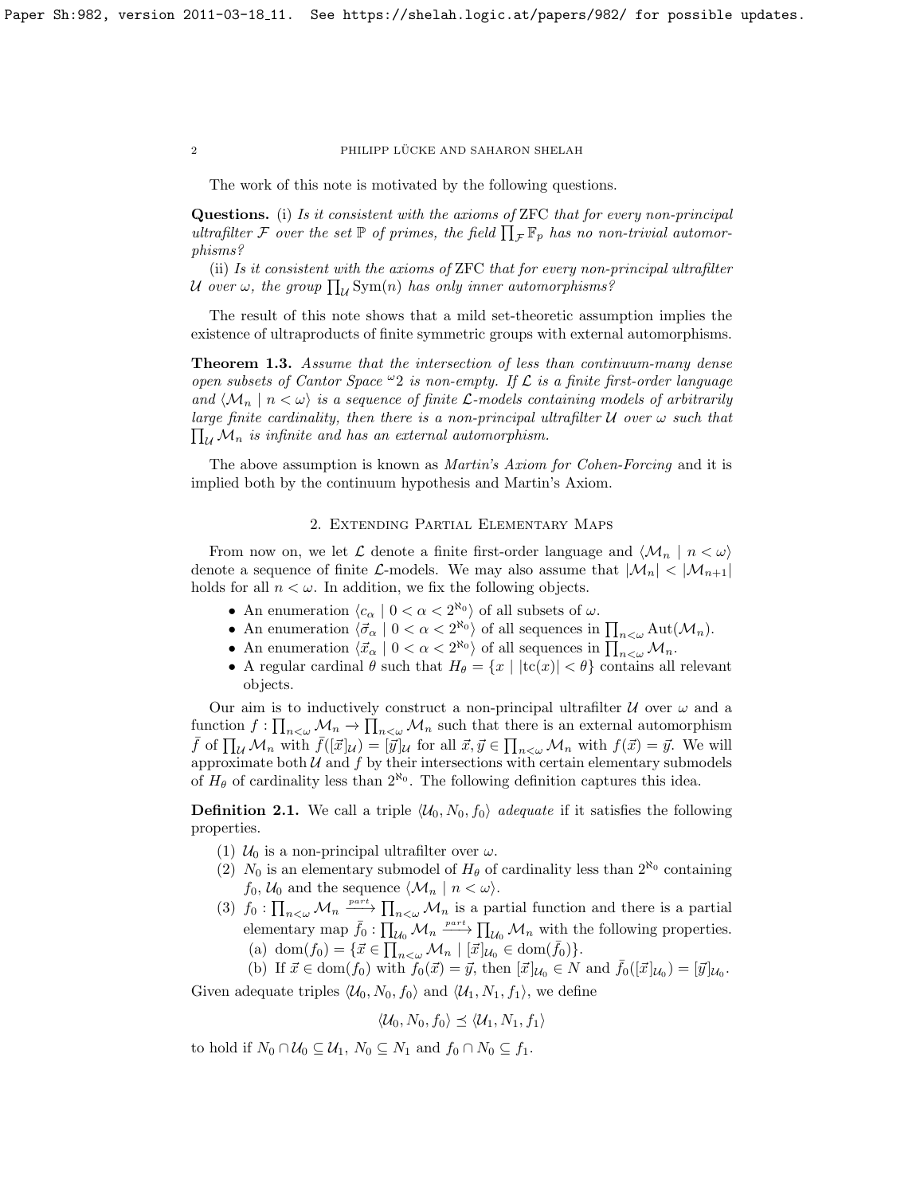The work of this note is motivated by the following questions.

**Questions.** (i) *Is it consistent with the axioms of* ZFC *that for every non-principal ultrafilter $\mathcal{F}$ over the set $\mathbb{P}$ of primes, the field $\prod_{\mathcal{F}} \mathbb{F}_p$ has no non-trivial automorphisms?*

(ii) *Is it consistent with the axioms of* ZFC *that for every non-principal ultrafilter $\mathcal{U}$ over $\omega$, the group $\prod_{\mathcal{U}} \mathrm{Sym}(n)$ has only inner automorphisms?*

The result of this note shows that a mild set-theoretic assumption implies the existence of ultraproducts of finite symmetric groups with external automorphisms.

**Theorem 1.3.** *Assume that the intersection of less than continuum-many dense open subsets of Cantor Space ${}^{\omega}2$ is non-empty. If $\mathcal{L}$ is a finite first-order language and $\langle \mathcal{M}_n \mid n < \omega \rangle$ is a sequence of finite $\mathcal{L}$-models containing models of arbitrarily large finite cardinality, then there is a non-principal ultrafilter $\mathcal{U}$ over $\omega$ such that $\prod_{\mathcal{U}} \mathcal{M}_n$ is infinite and has an external automorphism.*

The above assumption is known as *Martin's Axiom for Cohen-Forcing* and it is implied both by the continuum hypothesis and Martin's Axiom.

## 2. Extending Partial Elementary Maps

From now on, we let $\mathcal{L}$ denote a finite first-order language and $\langle \mathcal{M}_n \mid n < \omega \rangle$ denote a sequence of finite $\mathcal{L}$-models. We may also assume that $|\mathcal{M}_n| < |\mathcal{M}_{n+1}|$ holds for all $n < \omega$. In addition, we fix the following objects.

- An enumeration $\langle c_\alpha \mid 0 < \alpha < 2^{\aleph_0} \rangle$ of all subsets of $\omega$.
- An enumeration $\langle \vec{\sigma}_\alpha \mid 0 < \alpha < 2^{\aleph_0} \rangle$ of all sequences in $\prod_{n<\omega} \mathrm{Aut}(\mathcal{M}_n)$.
- An enumeration $\langle \vec{x}_\alpha \mid 0 < \alpha < 2^{\aleph_0} \rangle$ of all sequences in $\prod_{n<\omega} \mathcal{M}_n$.
- A regular cardinal $\theta$ such that $H_\theta = \{x \mid |\mathrm{tc}(x)| < \theta\}$ contains all relevant objects.

Our aim is to inductively construct a non-principal ultrafilter $\mathcal{U}$ over $\omega$ and a function $f : \prod_{n<\omega} \mathcal{M}_n \to \prod_{n<\omega} \mathcal{M}_n$ such that there is an external automorphism $\bar{f}$ of $\prod_{\mathcal{U}} \mathcal{M}_n$ with $\bar{f}([\vec{x}]_{\mathcal{U}}) = [\vec{y}]_{\mathcal{U}}$ for all $\vec{x}, \vec{y} \in \prod_{n<\omega} \mathcal{M}_n$ with $f(\vec{x}) = \vec{y}$. We will approximate both $\mathcal{U}$ and $f$ by their intersections with certain elementary submodels of $H_\theta$ of cardinality less than $2^{\aleph_0}$. The following definition captures this idea.

**Definition 2.1.** We call a triple $\langle \mathcal{U}_0, N_0, f_0 \rangle$ *adequate* if it satisfies the following properties.

1. $\mathcal{U}_0$ is a non-principal ultrafilter over $\omega$.
2. $N_0$ is an elementary submodel of $H_\theta$ of cardinality less than $2^{\aleph_0}$ containing $f_0$, $\mathcal{U}_0$ and the sequence $\langle \mathcal{M}_n \mid n < \omega \rangle$.
3. $f_0 : \prod_{n<\omega} \mathcal{M}_n \xrightarrow{part} \prod_{n<\omega} \mathcal{M}_n$ is a partial function and there is a partial elementary map $\bar{f}_0 : \prod_{\mathcal{U}_0} \mathcal{M}_n \xrightarrow{part} \prod_{\mathcal{U}_0} \mathcal{M}_n$ with the following properties.
   (a) $\mathrm{dom}(f_0) = \{\vec{x} \in \prod_{n<\omega} \mathcal{M}_n \mid [\vec{x}]_{\mathcal{U}_0} \in \mathrm{dom}(\bar{f}_0)\}$.
   (b) If $\vec{x} \in \mathrm{dom}(f_0)$ with $f_0(\vec{x}) = \vec{y}$, then $[\vec{x}]_{\mathcal{U}_0} \in N$ and $\bar{f}_0([\vec{x}]_{\mathcal{U}_0}) = [\vec{y}]_{\mathcal{U}_0}$.

Given adequate triples $\langle \mathcal{U}_0, N_0, f_0 \rangle$ and $\langle \mathcal{U}_1, N_1, f_1 \rangle$, we define

$$\langle \mathcal{U}_0, N_0, f_0 \rangle \preceq \langle \mathcal{U}_1, N_1, f_1 \rangle$$

to hold if $N_0 \cap \mathcal{U}_0 \subseteq \mathcal{U}_1$, $N_0 \subseteq N_1$ and $f_0 \cap N_0 \subseteq f_1$.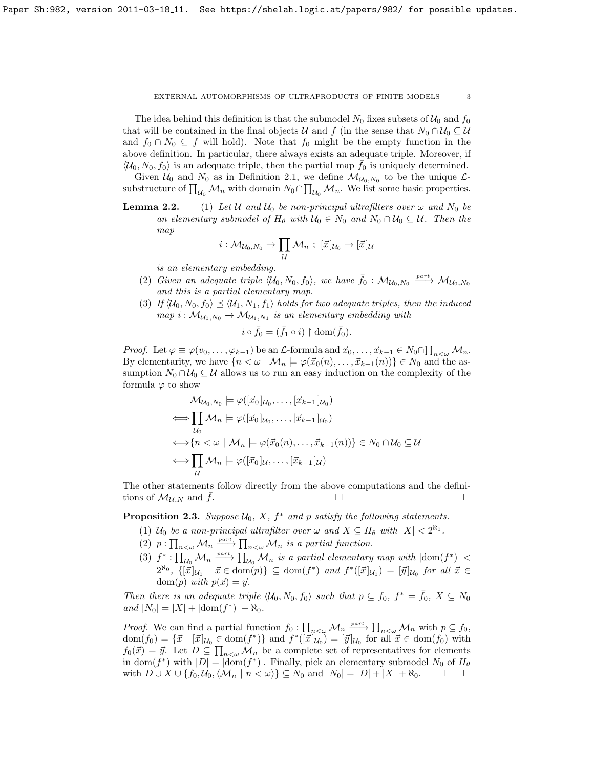The idea behind this definition is that the submodel $N_0$ fixes subsets of $\mathcal{U}_0$ and $f_0$ that will be contained in the final objects $\mathcal{U}$ and $f$ (in the sense that $N_0 \cap \mathcal{U}_0 \subseteq \mathcal{U}$ and $f_0 \cap N_0 \subseteq f$ will hold). Note that $f_0$ might be the empty function in the above definition. In particular, there always exists an adequate triple. Moreover, if $\langle \mathcal{U}_0, N_0, f_0 \rangle$ is an adequate triple, then the partial map $\bar{f}_0$ is uniquely determined.

Given $\mathcal{U}_0$ and $N_0$ as in Definition 2.1, we define $\mathcal{M}_{\mathcal{U}_0,N_0}$ to be the unique $\mathcal{L}$-substructure of $\prod_{\mathcal{U}_0} \mathcal{M}_n$ with domain $N_0 \cap \prod_{\mathcal{U}_0} \mathcal{M}_n$. We list some basic properties.

**Lemma 2.2.**

(1) *Let $\mathcal{U}$ and $\mathcal{U}_0$ be non-principal ultrafilters over $\omega$ and $N_0$ be an elementary submodel of $H_\theta$ with $\mathcal{U}_0 \in N_0$ and $N_0 \cap \mathcal{U}_0 \subseteq \mathcal{U}$. Then the map*

$$i : \mathcal{M}_{\mathcal{U}_0,N_0} \to \prod_{\mathcal{U}} \mathcal{M}_n \ ; \ [\vec{x}]_{\mathcal{U}_0} \mapsto [\vec{x}]_{\mathcal{U}}$$

*is an elementary embedding.*

(2) *Given an adequate triple $\langle \mathcal{U}_0, N_0, f_0 \rangle$, we have $\bar{f}_0 : \mathcal{M}_{\mathcal{U}_0,N_0} \xrightarrow{part} \mathcal{M}_{\mathcal{U}_0,N_0}$ and this is a partial elementary map.*

(3) *If $\langle \mathcal{U}_0, N_0, f_0 \rangle \preceq \langle \mathcal{U}_1, N_1, f_1 \rangle$ holds for two adequate triples, then the induced map $i : \mathcal{M}_{\mathcal{U}_0,N_0} \to \mathcal{M}_{\mathcal{U}_1,N_1}$ is an elementary embedding with*

$$i \circ \bar{f}_0 = (\bar{f}_1 \circ i) \restriction \operatorname{dom}(\bar{f}_0).$$

*Proof.* Let $\varphi \equiv \varphi(v_0, \ldots, \varphi_{k-1})$ be an $\mathcal{L}$-formula and $\vec{x}_0, \ldots, \vec{x}_{k-1} \in N_0 \cap \prod_{n<\omega} \mathcal{M}_n$. By elementarity, we have $\{n < \omega \mid \mathcal{M}_n \models \varphi(\vec{x}_0(n), \ldots, \vec{x}_{k-1}(n))\} \in N_0$ and the assumption $N_0 \cap \mathcal{U}_0 \subseteq \mathcal{U}$ allows us to run an easy induction on the complexity of the formula $\varphi$ to show

$$\begin{aligned}
&\mathcal{M}_{\mathcal{U}_0,N_0} \models \varphi([\vec{x}_0]_{\mathcal{U}_0}, \ldots, [\vec{x}_{k-1}]_{\mathcal{U}_0}) \\
\Longleftrightarrow &\prod_{\mathcal{U}_0} \mathcal{M}_n \models \varphi([\vec{x}_0]_{\mathcal{U}_0}, \ldots, [\vec{x}_{k-1}]_{\mathcal{U}_0}) \\
\Longleftrightarrow &\{n < \omega \mid \mathcal{M}_n \models \varphi(\vec{x}_0(n), \ldots, \vec{x}_{k-1}(n))\} \in N_0 \cap \mathcal{U}_0 \subseteq \mathcal{U} \\
\Longleftrightarrow &\prod_{\mathcal{U}} \mathcal{M}_n \models \varphi([\vec{x}_0]_{\mathcal{U}}, \ldots, [\vec{x}_{k-1}]_{\mathcal{U}})
\end{aligned}$$

The other statements follow directly from the above computations and the definitions of $\mathcal{M}_{\mathcal{U},N}$ and $\bar{f}$. $\square$ $\square$

**Proposition 2.3.** *Suppose $\mathcal{U}_0$, $X$, $f^*$ and $p$ satisfy the following statements.*

(1) *$\mathcal{U}_0$ be a non-principal ultrafilter over $\omega$ and $X \subseteq H_\theta$ with $|X| < 2^{\aleph_0}$.*

(2) *$p : \prod_{n<\omega} \mathcal{M}_n \xrightarrow{part} \prod_{n<\omega} \mathcal{M}_n$ is a partial function.*

(3) *$f^* : \prod_{\mathcal{U}_0} \mathcal{M}_n \xrightarrow{part} \prod_{\mathcal{U}_0} \mathcal{M}_n$ is a partial elementary map with $|\operatorname{dom}(f^*)| < 2^{\aleph_0}$, $\{[\vec{x}]_{\mathcal{U}_0} \mid \vec{x} \in \operatorname{dom}(p)\} \subseteq \operatorname{dom}(f^*)$ and $f^*([\vec{x}]_{\mathcal{U}_0}) = [\vec{y}]_{\mathcal{U}_0}$ for all $\vec{x} \in \operatorname{dom}(p)$ with $p(\vec{x}) = \vec{y}$.*

*Then there is an adequate triple $\langle \mathcal{U}_0, N_0, f_0 \rangle$ such that $p \subseteq f_0$, $f^* = \bar{f}_0$, $X \subseteq N_0$ and $|N_0| = |X| + |\operatorname{dom}(f^*)| + \aleph_0$.*

*Proof.* We can find a partial function $f_0 : \prod_{n<\omega} \mathcal{M}_n \xrightarrow{part} \prod_{n<\omega} \mathcal{M}_n$ with $p \subseteq f_0$, $\operatorname{dom}(f_0) = \{\vec{x} \mid [\vec{x}]_{\mathcal{U}_0} \in \operatorname{dom}(f^*)\}$ and $f^*([\vec{x}]_{\mathcal{U}_0}) = [\vec{y}]_{\mathcal{U}_0}$ for all $\vec{x} \in \operatorname{dom}(f_0)$ with $f_0(\vec{x}) = \vec{y}$. Let $D \subseteq \prod_{n<\omega} \mathcal{M}_n$ be a complete set of representatives for elements in $\operatorname{dom}(f^*)$ with $|D| = |\operatorname{dom}(f^*)|$. Finally, pick an elementary submodel $N_0$ of $H_\theta$ with $D \cup X \cup \{f_0, \mathcal{U}_0, \langle \mathcal{M}_n \mid n < \omega \rangle\} \subseteq N_0$ and $|N_0| = |D| + |X| + \aleph_0$. $\square$ $\square$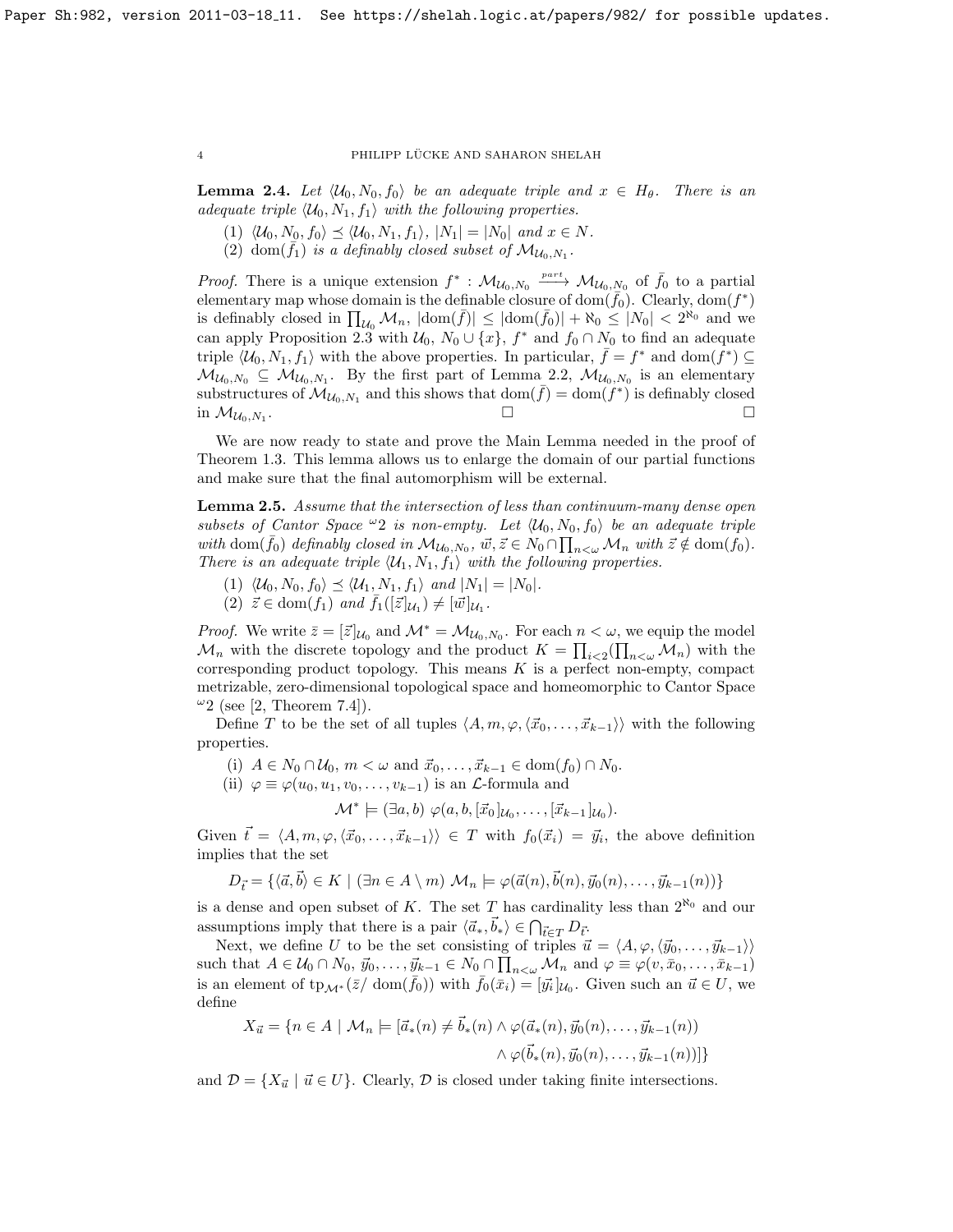**Lemma 2.4.** *Let $\langle \mathcal{U}_0, N_0, f_0\rangle$ be an adequate triple and $x \in H_\theta$. There is an adequate triple $\langle \mathcal{U}_0, N_1, f_1\rangle$ with the following properties.*

(1) *$\langle \mathcal{U}_0, N_0, f_0\rangle \preceq \langle \mathcal{U}_0, N_1, f_1\rangle$, $|N_1| = |N_0|$ and $x \in N$.*
(2) *$\operatorname{dom}(\bar{f}_1)$ is a definably closed subset of $\mathcal{M}_{\mathcal{U}_0,N_1}$.*

*Proof.* There is a unique extension $f^* : \mathcal{M}_{\mathcal{U}_0,N_0} \xrightarrow{part} \mathcal{M}_{\mathcal{U}_0,N_0}$ of $\bar{f}_0$ to a partial elementary map whose domain is the definable closure of $\operatorname{dom}(\bar{f}_0)$. Clearly, $\operatorname{dom}(f^*)$ is definably closed in $\prod_{\mathcal{U}_0} \mathcal{M}_n$, $|\operatorname{dom}(\bar{f})| \leq |\operatorname{dom}(\bar{f}_0)| + \aleph_0 \leq |N_0| < 2^{\aleph_0}$ and we can apply Proposition 2.3 with $\mathcal{U}_0$, $N_0 \cup \{x\}$, $f^*$ and $f_0 \cap N_0$ to find an adequate triple $\langle \mathcal{U}_0, N_1, f_1\rangle$ with the above properties. In particular, $\bar{f} = f^*$ and $\operatorname{dom}(f^*) \subseteq \mathcal{M}_{\mathcal{U}_0,N_0} \subseteq \mathcal{M}_{\mathcal{U}_0,N_1}$. By the first part of Lemma 2.2, $\mathcal{M}_{\mathcal{U}_0,N_0}$ is an elementary substructures of $\mathcal{M}_{\mathcal{U}_0,N_1}$ and this shows that $\operatorname{dom}(\bar{f}) = \operatorname{dom}(f^*)$ is definably closed in $\mathcal{M}_{\mathcal{U}_0,N_1}$. □ □

We are now ready to state and prove the Main Lemma needed in the proof of Theorem 1.3. This lemma allows us to enlarge the domain of our partial functions and make sure that the final automorphism will be external.

**Lemma 2.5.** *Assume that the intersection of less than continuum-many dense open subsets of Cantor Space ${}^{\omega}2$ is non-empty. Let $\langle \mathcal{U}_0, N_0, f_0\rangle$ be an adequate triple with $\operatorname{dom}(\bar{f}_0)$ definably closed in $\mathcal{M}_{\mathcal{U}_0,N_0}$, $\vec{w}, \vec{z} \in N_0 \cap \prod_{n<\omega} \mathcal{M}_n$ with $\vec{z} \notin \operatorname{dom}(f_0)$. There is an adequate triple $\langle \mathcal{U}_1, N_1, f_1\rangle$ with the following properties.*

(1) *$\langle \mathcal{U}_0, N_0, f_0\rangle \preceq \langle \mathcal{U}_1, N_1, f_1\rangle$ and $|N_1| = |N_0|$.*
(2) *$\vec{z} \in \operatorname{dom}(f_1)$ and $\bar{f}_1([\vec{z}]_{\mathcal{U}_1}) \neq [\vec{w}]_{\mathcal{U}_1}$.*

*Proof.* We write $\bar{z} = [\vec{z}]_{\mathcal{U}_0}$ and $\mathcal{M}^* = \mathcal{M}_{\mathcal{U}_0,N_0}$. For each $n < \omega$, we equip the model $\mathcal{M}_n$ with the discrete topology and the product $K = \prod_{i<2}(\prod_{n<\omega} \mathcal{M}_n)$ with the corresponding product topology. This means $K$ is a perfect non-empty, compact metrizable, zero-dimensional topological space and homeomorphic to Cantor Space ${}^{\omega}2$ (see [2, Theorem 7.4]).

Define $T$ to be the set of all tuples $\langle A, m, \varphi, \langle \vec{x}_0, \ldots, \vec{x}_{k-1}\rangle\rangle$ with the following properties.

(i) $A \in N_0 \cap \mathcal{U}_0$, $m < \omega$ and $\vec{x}_0, \ldots, \vec{x}_{k-1} \in \operatorname{dom}(f_0) \cap N_0$.
(ii) $\varphi \equiv \varphi(u_0, u_1, v_0, \ldots, v_{k-1})$ is an $\mathcal{L}$-formula and
$$\mathcal{M}^* \models (\exists a, b)\ \varphi(a, b, [\vec{x}_0]_{\mathcal{U}_0}, \ldots, [\vec{x}_{k-1}]_{\mathcal{U}_0}).$$

Given $\vec{t} = \langle A, m, \varphi, \langle \vec{x}_0, \ldots, \vec{x}_{k-1}\rangle\rangle \in T$ with $f_0(\vec{x}_i) = \vec{y}_i$, the above definition implies that the set
$$D_{\vec{t}} = \{\langle \vec{a}, \vec{b}\rangle \in K \mid (\exists n \in A \setminus m)\ \mathcal{M}_n \models \varphi(\vec{a}(n), \vec{b}(n), \vec{y}_0(n), \ldots, \vec{y}_{k-1}(n))\}$$
is a dense and open subset of $K$. The set $T$ has cardinality less than $2^{\aleph_0}$ and our assumptions imply that there is a pair $\langle \vec{a}_*, \vec{b}_*\rangle \in \bigcap_{\vec{t}\in T} D_{\vec{t}}$.

Next, we define $U$ to be the set consisting of triples $\vec{u} = \langle A, \varphi, \langle \vec{y}_0, \ldots, \vec{y}_{k-1}\rangle\rangle$ such that $A \in \mathcal{U}_0 \cap N_0$, $\vec{y}_0, \ldots, \vec{y}_{k-1} \in N_0 \cap \prod_{n<\omega} \mathcal{M}_n$ and $\varphi \equiv \varphi(v, \bar{x}_0, \ldots, \bar{x}_{k-1})$ is an element of $\operatorname{tp}_{\mathcal{M}^*}(\bar{z}/\operatorname{dom}(\bar{f}_0))$ with $\bar{f}_0(\bar{x}_i) = [\vec{y}_i]_{\mathcal{U}_0}$. Given such an $\vec{u} \in U$, we define
$$X_{\vec{u}} = \{n \in A \mid \mathcal{M}_n \models [\vec{a}_*(n) \neq \vec{b}_*(n) \wedge \varphi(\vec{a}_*(n), \vec{y}_0(n), \ldots, \vec{y}_{k-1}(n)) \wedge \varphi(\vec{b}_*(n), \vec{y}_0(n), \ldots, \vec{y}_{k-1}(n))]\}$$
and $\mathcal{D} = \{X_{\vec{u}} \mid \vec{u} \in U\}$. Clearly, $\mathcal{D}$ is closed under taking finite intersections.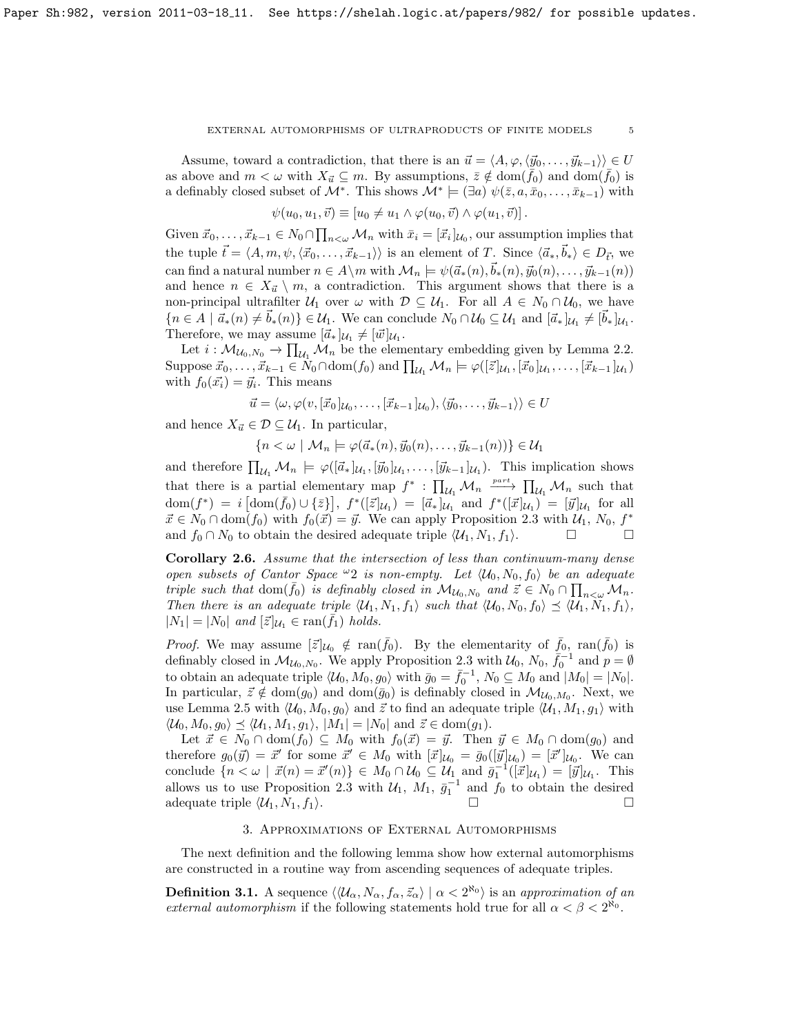Assume, toward a contradiction, that there is an $\vec{u} = \langle A, \varphi, \langle \vec{y}_0, \ldots, \vec{y}_{k-1} \rangle \rangle \in U$ as above and $m < \omega$ with $X_{\vec{u}} \subseteq m$. By assumptions, $\bar{z} \notin \operatorname{dom}(\bar{f}_0)$ and $\operatorname{dom}(\bar{f}_0)$ is a definably closed subset of $\mathcal{M}^*$. This shows $\mathcal{M}^* \models (\exists a)\ \psi(\bar{z}, a, \bar{x}_0, \ldots, \bar{x}_{k-1})$ with

$$\psi(u_0, u_1, \vec{v}) \equiv [u_0 \neq u_1 \wedge \varphi(u_0, \vec{v}) \wedge \varphi(u_1, \vec{v})].$$

Given $\vec{x}_0, \ldots, \vec{x}_{k-1} \in N_0 \cap \prod_{n<\omega} \mathcal{M}_n$ with $\bar{x}_i = [\vec{x}_i]_{\mathcal{U}_0}$, our assumption implies that the tuple $\vec{t} = \langle A, m, \psi, \langle \vec{x}_0, \ldots, \vec{x}_{k-1} \rangle \rangle$ is an element of $T$. Since $\langle \vec{a}_*, \vec{b}_* \rangle \in D_{\vec{t}}$, we can find a natural number $n \in A \setminus m$ with $\mathcal{M}_n \models \psi(\vec{a}_*(n), \vec{b}_*(n), \vec{y}_0(n), \ldots, \vec{y}_{k-1}(n))$ and hence $n \in X_{\vec{u}} \setminus m$, a contradiction. This argument shows that there is a non-principal ultrafilter $\mathcal{U}_1$ over $\omega$ with $\mathcal{D} \subseteq \mathcal{U}_1$. For all $A \in N_0 \cap \mathcal{U}_0$, we have $\{n \in A \mid \vec{a}_*(n) \neq \vec{b}_*(n)\} \in \mathcal{U}_1$. We can conclude $N_0 \cap \mathcal{U}_0 \subseteq \mathcal{U}_1$ and $[\vec{a}_*]_{\mathcal{U}_1} \neq [\vec{b}_*]_{\mathcal{U}_1}$. Therefore, we may assume $[\vec{a}_*]_{\mathcal{U}_1} \neq [\vec{w}]_{\mathcal{U}_1}$.

Let $i : \mathcal{M}_{\mathcal{U}_0, N_0} \to \prod_{\mathcal{U}_1} \mathcal{M}_n$ be the elementary embedding given by Lemma 2.2. Suppose $\vec{x}_0, \ldots, \vec{x}_{k-1} \in N_0 \cap \operatorname{dom}(f_0)$ and $\prod_{\mathcal{U}_1} \mathcal{M}_n \models \varphi([\vec{z}]_{\mathcal{U}_1}, [\vec{x}_0]_{\mathcal{U}_1}, \ldots, [\vec{x}_{k-1}]_{\mathcal{U}_1})$ with $f_0(\vec{x_i}) = \vec{y}_i$. This means

$$\vec{u} = \langle \omega, \varphi(v, [\vec{x}_0]_{\mathcal{U}_0}, \ldots, [\vec{x}_{k-1}]_{\mathcal{U}_0}), \langle \vec{y}_0, \ldots, \vec{y}_{k-1} \rangle \rangle \in U$$

and hence $X_{\vec{u}} \in \mathcal{D} \subseteq \mathcal{U}_1$. In particular,

$$\{n < \omega \mid \mathcal{M}_n \models \varphi(\vec{a}_*(n), \vec{y}_0(n), \ldots, \vec{y}_{k-1}(n))\} \in \mathcal{U}_1$$

and therefore $\prod_{\mathcal{U}_1} \mathcal{M}_n \models \varphi([\vec{a}_*]_{\mathcal{U}_1}, [\vec{y}_0]_{\mathcal{U}_1}, \ldots, [\vec{y}_{k-1}]_{\mathcal{U}_1})$. This implication shows that there is a partial elementary map $f^* : \prod_{\mathcal{U}_1} \mathcal{M}_n \xrightarrow{part} \prod_{\mathcal{U}_1} \mathcal{M}_n$ such that $\operatorname{dom}(f^*) = i\left[\operatorname{dom}(\bar{f}_0) \cup \{\bar{z}\}\right]$, $f^*([\vec{z}]_{\mathcal{U}_1}) = [\vec{a}_*]_{\mathcal{U}_1}$ and $f^*([\vec{x}]_{\mathcal{U}_1}) = [\vec{y}]_{\mathcal{U}_1}$ for all $\vec{x} \in N_0 \cap \operatorname{dom}(f_0)$ with $f_0(\vec{x}) = \vec{y}$. We can apply Proposition 2.3 with $\mathcal{U}_1$, $N_0$, $f^*$ and $f_0 \cap N_0$ to obtain the desired adequate triple $\langle \mathcal{U}_1, N_1, f_1 \rangle$. □ □

**Corollary 2.6.** *Assume that the intersection of less than continuum-many dense open subsets of Cantor Space* ${}^{\omega}2$ *is non-empty. Let* $\langle \mathcal{U}_0, N_0, f_0 \rangle$ *be an adequate triple such that* $\operatorname{dom}(\bar{f}_0)$ *is definably closed in* $\mathcal{M}_{\mathcal{U}_0, N_0}$ *and* $\vec{z} \in N_0 \cap \prod_{n<\omega} \mathcal{M}_n$. *Then there is an adequate triple* $\langle \mathcal{U}_1, N_1, f_1 \rangle$ *such that* $\langle \mathcal{U}_0, N_0, f_0 \rangle \preceq \langle \mathcal{U}_1, N_1, f_1 \rangle$, $|N_1| = |N_0|$ *and* $[\vec{z}]_{\mathcal{U}_1} \in \operatorname{ran}(\bar{f}_1)$ *holds.*

*Proof.* We may assume $[\vec{z}]_{\mathcal{U}_0} \notin \operatorname{ran}(\bar{f}_0)$. By the elementarity of $\bar{f}_0$, $\operatorname{ran}(\bar{f}_0)$ is definably closed in $\mathcal{M}_{\mathcal{U}_0, N_0}$. We apply Proposition 2.3 with $\mathcal{U}_0$, $N_0$, $\bar{f}_0^{-1}$ and $p = \emptyset$ to obtain an adequate triple $\langle \mathcal{U}_0, M_0, g_0 \rangle$ with $\bar{g}_0 = \bar{f}_0^{-1}$, $N_0 \subseteq M_0$ and $|M_0| = |N_0|$. In particular, $\vec{z} \notin \operatorname{dom}(g_0)$ and $\operatorname{dom}(\bar{g}_0)$ is definably closed in $\mathcal{M}_{\mathcal{U}_0, M_0}$. Next, we use Lemma 2.5 with $\langle \mathcal{U}_0, M_0, g_0 \rangle$ and $\vec{z}$ to find an adequate triple $\langle \mathcal{U}_1, M_1, g_1 \rangle$ with $\langle \mathcal{U}_0, M_0, g_0 \rangle \preceq \langle \mathcal{U}_1, M_1, g_1 \rangle$, $|M_1| = |N_0|$ and $\vec{z} \in \operatorname{dom}(g_1)$.

Let $\vec{x} \in N_0 \cap \operatorname{dom}(f_0) \subseteq M_0$ with $f_0(\vec{x}) = \vec{y}$. Then $\vec{y} \in M_0 \cap \operatorname{dom}(g_0)$ and therefore $g_0(\vec{y}) = \vec{x}'$ for some $\vec{x}' \in M_0$ with $[\vec{x}]_{\mathcal{U}_0} = \bar{g}_0([\vec{y}]_{\mathcal{U}_0}) = [\vec{x}']_{\mathcal{U}_0}$. We can conclude $\{n < \omega \mid \vec{x}(n) = \vec{x}'(n)\} \in M_0 \cap \mathcal{U}_0 \subseteq \mathcal{U}_1$ and $\bar{g}_1^{-1}([\vec{x}]_{\mathcal{U}_1}) = [\vec{y}]_{\mathcal{U}_1}$. This allows us to use Proposition 2.3 with $\mathcal{U}_1$, $M_1$, $\bar{g}_1^{-1}$ and $f_0$ to obtain the desired adequate triple $\langle \mathcal{U}_1, N_1, f_1 \rangle$. □ □

## 3. Approximations of External Automorphisms

The next definition and the following lemma show how external automorphisms are constructed in a routine way from ascending sequences of adequate triples.

**Definition 3.1.** A sequence $\langle \langle \mathcal{U}_\alpha, N_\alpha, f_\alpha, \vec{z}_\alpha \rangle \mid \alpha < 2^{\aleph_0} \rangle$ is an *approximation of an external automorphism* if the following statements hold true for all $\alpha < \beta < 2^{\aleph_0}$.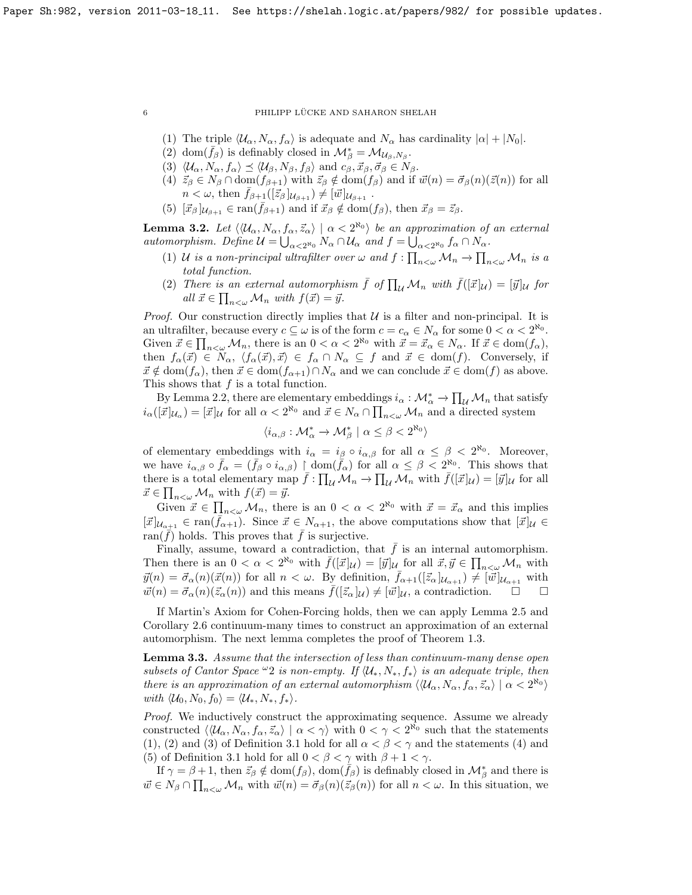(1) The triple $\langle \mathcal{U}_\alpha, N_\alpha, f_\alpha \rangle$ is adequate and $N_\alpha$ has cardinality $|\alpha| + |N_0|$.

(2) $\mathrm{dom}(\bar{f}_\beta)$ is definably closed in $\mathcal{M}^*_\beta = \mathcal{M}_{\mathcal{U}_\beta, N_\beta}$.

(3) $\langle \mathcal{U}_\alpha, N_\alpha, f_\alpha \rangle \preceq \langle \mathcal{U}_\beta, N_\beta, f_\beta \rangle$ and $c_\beta, \vec{x}_\beta, \vec{\sigma}_\beta \in N_\beta$.

(4) $\vec{z}_\beta \in N_\beta \cap \mathrm{dom}(f_{\beta+1})$ with $\vec{z}_\beta \notin \mathrm{dom}(f_\beta)$ and if $\vec{w}(n) = \vec{\sigma}_\beta(n)(\vec{z}(n))$ for all $n < \omega$, then $\bar{f}_{\beta+1}([\vec{z}_\beta]_{\mathcal{U}_{\beta+1}}) \neq [\vec{w}]_{\mathcal{U}_{\beta+1}}$ .

(5) $[\vec{x}_\beta]_{\mathcal{U}_{\beta+1}} \in \mathrm{ran}(\bar{f}_{\beta+1})$ and if $\vec{x}_\beta \notin \mathrm{dom}(f_\beta)$, then $\vec{x}_\beta = \vec{z}_\beta$.

**Lemma 3.2.** *Let $\langle \langle \mathcal{U}_\alpha, N_\alpha, f_\alpha, \vec{z}_\alpha \rangle \mid \alpha < 2^{\aleph_0} \rangle$ be an approximation of an external automorphism. Define $\mathcal{U} = \bigcup_{\alpha < 2^{\aleph_0}} N_\alpha \cap \mathcal{U}_\alpha$ and $f = \bigcup_{\alpha < 2^{\aleph_0}} f_\alpha \cap N_\alpha$.*

1. *$\mathcal{U}$ is a non-principal ultrafilter over $\omega$ and $f : \prod_{n<\omega} \mathcal{M}_n \to \prod_{n<\omega} \mathcal{M}_n$ is a total function.*
2. *There is an external automorphism $\bar{f}$ of $\prod_{\mathcal{U}} \mathcal{M}_n$ with $\bar{f}([\vec{x}]_{\mathcal{U}}) = [\vec{y}]_{\mathcal{U}}$ for all $\vec{x} \in \prod_{n<\omega} \mathcal{M}_n$ with $f(\vec{x}) = \vec{y}$.*

*Proof.* Our construction directly implies that $\mathcal{U}$ is a filter and non-principal. It is an ultrafilter, because every $c \subseteq \omega$ is of the form $c = c_\alpha \in N_\alpha$ for some $0 < \alpha < 2^{\aleph_0}$. Given $\vec{x} \in \prod_{n<\omega} \mathcal{M}_n$, there is an $0 < \alpha < 2^{\aleph_0}$ with $\vec{x} = \vec{x}_\alpha \in N_\alpha$. If $\vec{x} \in \mathrm{dom}(f_\alpha)$, then $f_\alpha(\vec{x}) \in N_\alpha$, $\langle f_\alpha(\vec{x}), \vec{x} \rangle \in f_\alpha \cap N_\alpha \subseteq f$ and $\vec{x} \in \mathrm{dom}(f)$. Conversely, if $\vec{x} \notin \mathrm{dom}(f_\alpha)$, then $\vec{x} \in \mathrm{dom}(f_{\alpha+1}) \cap N_\alpha$ and we can conclude $\vec{x} \in \mathrm{dom}(f)$ as above. This shows that $f$ is a total function.

By Lemma 2.2, there are elementary embeddings $i_\alpha : \mathcal{M}^*_\alpha \to \prod_{\mathcal{U}} \mathcal{M}_n$ that satisfy $i_\alpha([\vec{x}]_{\mathcal{U}_\alpha}) = [\vec{x}]_{\mathcal{U}}$ for all $\alpha < 2^{\aleph_0}$ and $\vec{x} \in N_\alpha \cap \prod_{n<\omega} \mathcal{M}_n$ and a directed system

$$\langle i_{\alpha,\beta} : \mathcal{M}^*_\alpha \to \mathcal{M}^*_\beta \mid \alpha \leq \beta < 2^{\aleph_0} \rangle$$

of elementary embeddings with $i_\alpha = i_\beta \circ i_{\alpha,\beta}$ for all $\alpha \leq \beta < 2^{\aleph_0}$. Moreover, we have $i_{\alpha,\beta} \circ \bar{f}_\alpha = (\bar{f}_\beta \circ i_{\alpha,\beta}) \restriction \mathrm{dom}(\bar{f}_\alpha)$ for all $\alpha \leq \beta < 2^{\aleph_0}$. This shows that there is a total elementary map $\bar{f} : \prod_{\mathcal{U}} \mathcal{M}_n \to \prod_{\mathcal{U}} \mathcal{M}_n$ with $\bar{f}([\vec{x}]_{\mathcal{U}}) = [\vec{y}]_{\mathcal{U}}$ for all $\vec{x} \in \prod_{n<\omega} \mathcal{M}_n$ with $f(\vec{x}) = \vec{y}$.

Given $\vec{x} \in \prod_{n<\omega} \mathcal{M}_n$, there is an $0 < \alpha < 2^{\aleph_0}$ with $\vec{x} = \vec{x}_\alpha$ and this implies $[\vec{x}]_{\mathcal{U}_{\alpha+1}} \in \mathrm{ran}(\bar{f}_{\alpha+1})$. Since $\vec{x} \in N_{\alpha+1}$, the above computations show that $[\vec{x}]_{\mathcal{U}} \in \mathrm{ran}(\bar{f})$ holds. This proves that $\bar{f}$ is surjective.

Finally, assume, toward a contradiction, that $\bar{f}$ is an internal automorphism. Then there is an $0 < \alpha < 2^{\aleph_0}$ with $\bar{f}([\vec{x}]_{\mathcal{U}}) = [\vec{y}]_{\mathcal{U}}$ for all $\vec{x}, \vec{y} \in \prod_{n<\omega} \mathcal{M}_n$ with $\vec{y}(n) = \vec{\sigma}_\alpha(n)(\vec{x}(n))$ for all $n < \omega$. By definition, $\bar{f}_{\alpha+1}([\vec{z}_\alpha]_{\mathcal{U}_{\alpha+1}}) \neq [\vec{w}]_{\mathcal{U}_{\alpha+1}}$ with $\vec{w}(n) = \vec{\sigma}_\alpha(n)(\vec{z}_\alpha(n))$ and this means $\bar{f}([\vec{z}_\alpha]_{\mathcal{U}}) \neq [\vec{w}]_{\mathcal{U}}$, a contradiction. □ □

If Martin's Axiom for Cohen-Forcing holds, then we can apply Lemma 2.5 and Corollary 2.6 continuum-many times to construct an approximation of an external automorphism. The next lemma completes the proof of Theorem 1.3.

**Lemma 3.3.** *Assume that the intersection of less than continuum-many dense open subsets of Cantor Space ${}^\omega 2$ is non-empty. If $\langle \mathcal{U}_*, N_*, f_* \rangle$ is an adequate triple, then there is an approximation of an external automorphism $\langle \langle \mathcal{U}_\alpha, N_\alpha, f_\alpha, \vec{z}_\alpha \rangle \mid \alpha < 2^{\aleph_0} \rangle$ with $\langle \mathcal{U}_0, N_0, f_0 \rangle = \langle \mathcal{U}_*, N_*, f_* \rangle$.*

*Proof.* We inductively construct the approximating sequence. Assume we already constructed $\langle \langle \mathcal{U}_\alpha, N_\alpha, f_\alpha, \vec{z}_\alpha \rangle \mid \alpha < \gamma \rangle$ with $0 < \gamma < 2^{\aleph_0}$ such that the statements (1), (2) and (3) of Definition 3.1 hold for all $\alpha < \beta < \gamma$ and the statements (4) and (5) of Definition 3.1 hold for all $0 < \beta < \gamma$ with $\beta + 1 < \gamma$.

If $\gamma = \beta + 1$, then $\vec{z}_\beta \notin \mathrm{dom}(f_\beta)$, $\mathrm{dom}(\bar{f}_\beta)$ is definably closed in $\mathcal{M}^*_\beta$ and there is $\vec{w} \in N_\beta \cap \prod_{n<\omega} \mathcal{M}_n$ with $\vec{w}(n) = \vec{\sigma}_\beta(n)(\vec{z}_\beta(n))$ for all $n < \omega$. In this situation, we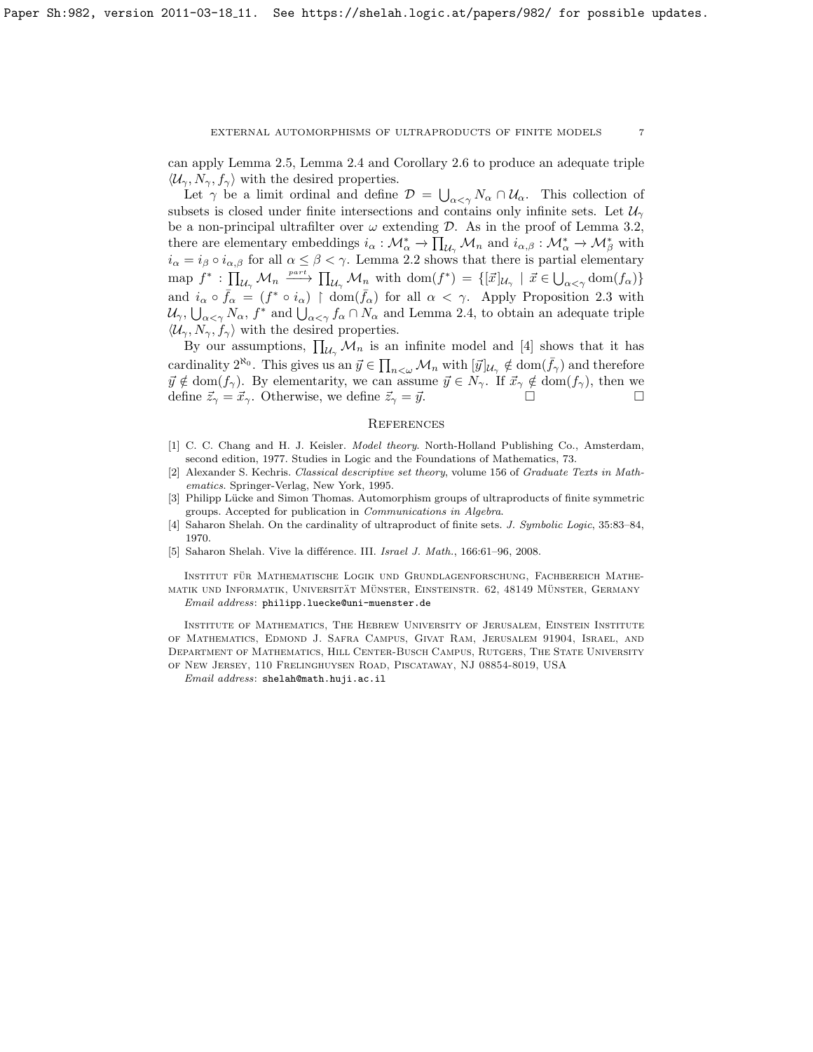can apply Lemma 2.5, Lemma 2.4 and Corollary 2.6 to produce an adequate triple $\langle \mathcal{U}_\gamma, N_\gamma, f_\gamma \rangle$ with the desired properties.

Let $\gamma$ be a limit ordinal and define $\mathcal{D} = \bigcup_{\alpha<\gamma} N_\alpha \cap \mathcal{U}_\alpha$. This collection of subsets is closed under finite intersections and contains only infinite sets. Let $\mathcal{U}_\gamma$ be a non-principal ultrafilter over $\omega$ extending $\mathcal{D}$. As in the proof of Lemma 3.2, there are elementary embeddings $i_\alpha : \mathcal{M}^*_\alpha \to \prod_{\mathcal{U}_\gamma} \mathcal{M}_n$ and $i_{\alpha,\beta} : \mathcal{M}^*_\alpha \to \mathcal{M}^*_\beta$ with $i_\alpha = i_\beta \circ i_{\alpha,\beta}$ for all $\alpha \leq \beta < \gamma$. Lemma 2.2 shows that there is partial elementary map $f^* : \prod_{\mathcal{U}_\gamma} \mathcal{M}_n \xrightarrow{part} \prod_{\mathcal{U}_\gamma} \mathcal{M}_n$ with $\mathrm{dom}(f^*) = \{[\vec{x}]_{\mathcal{U}_\gamma} \mid \vec{x} \in \bigcup_{\alpha<\gamma} \mathrm{dom}(f_\alpha)\}$ and $i_\alpha \circ \bar{f}_\alpha = (f^* \circ i_\alpha) \upharpoonright \mathrm{dom}(\bar{f}_\alpha)$ for all $\alpha < \gamma$. Apply Proposition 2.3 with $\mathcal{U}_\gamma$, $\bigcup_{\alpha<\gamma} N_\alpha$, $f^*$ and $\bigcup_{\alpha<\gamma} f_\alpha \cap N_\alpha$ and Lemma 2.4, to obtain an adequate triple $\langle \mathcal{U}_\gamma, N_\gamma, f_\gamma \rangle$ with the desired properties.

By our assumptions, $\prod_{\mathcal{U}_\gamma} \mathcal{M}_n$ is an infinite model and [4] shows that it has cardinality $2^{\aleph_0}$. This gives us an $\vec{y} \in \prod_{n<\omega} \mathcal{M}_n$ with $[\vec{y}]_{\mathcal{U}_\gamma} \notin \mathrm{dom}(\bar{f}_\gamma)$ and therefore $\vec{y} \notin \mathrm{dom}(f_\gamma)$. By elementarity, we can assume $\vec{y} \in N_\gamma$. If $\vec{x}_\gamma \notin \mathrm{dom}(f_\gamma)$, then we define $\vec{z}_\gamma = \vec{x}_\gamma$. Otherwise, we define $\vec{z}_\gamma = \vec{y}$. □ □

## References

[1] C. C. Chang and H. J. Keisler. *Model theory*. North-Holland Publishing Co., Amsterdam, second edition, 1977. Studies in Logic and the Foundations of Mathematics, 73.

[2] Alexander S. Kechris. *Classical descriptive set theory*, volume 156 of *Graduate Texts in Mathematics*. Springer-Verlag, New York, 1995.

[3] Philipp Lücke and Simon Thomas. Automorphism groups of ultraproducts of finite symmetric groups. Accepted for publication in *Communications in Algebra*.

[4] Saharon Shelah. On the cardinality of ultraproduct of finite sets. *J. Symbolic Logic*, 35:83–84, 1970.

[5] Saharon Shelah. Vive la différence. III. *Israel J. Math.*, 166:61–96, 2008.

Institut für Mathematische Logik und Grundlagenforschung, Fachbereich Mathematik und Informatik, Universität Münster, Einsteinstr. 62, 48149 Münster, Germany
*Email address*: philipp.luecke@uni-muenster.de

Institute of Mathematics, The Hebrew University of Jerusalem, Einstein Institute of Mathematics, Edmond J. Safra Campus, Givat Ram, Jerusalem 91904, Israel, and Department of Mathematics, Hill Center-Busch Campus, Rutgers, The State University of New Jersey, 110 Frelinghuysen Road, Piscataway, NJ 08854-8019, USA
*Email address*: shelah@math.huji.ac.il